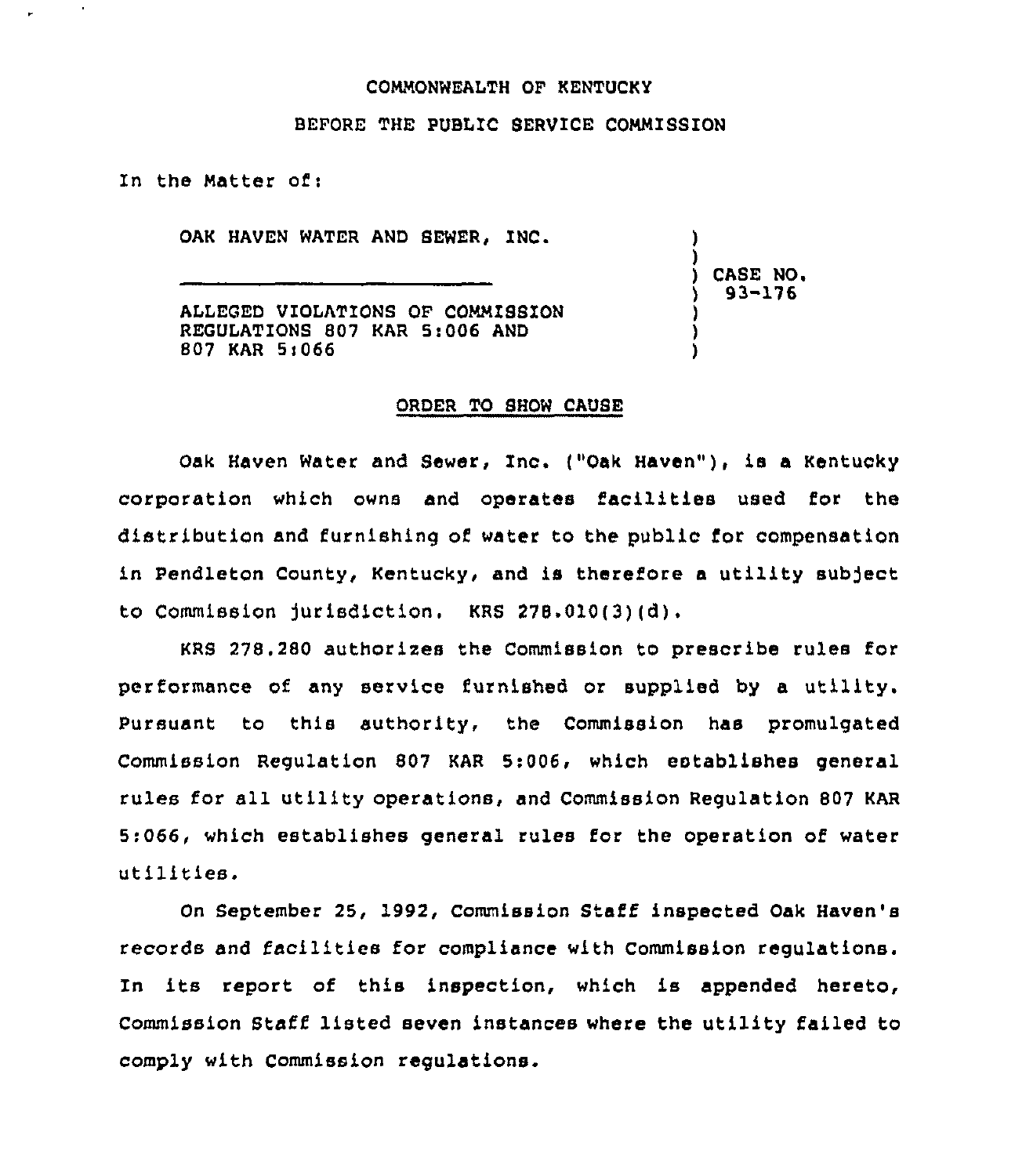COMMONWEALTH OF KENTUCKY

BEFORE THE PUBLIC SERVICE COMMISSION

In the Matter of:

| | |
|---|---|
| OAK HAVEN WATER AND SEWER, INC. | |
| ______________________________ | CASE NO. 93-176 |
| ALLEGED VIOLATIONS OF COMMISSION REGULATIONS 807 KAR 5:006 AND 807 KAR 5:066 | |

## ORDER TO SHOW CAUSE

Oak Haven Water and Sewer, Inc. ("Oak Haven"), is a Kentucky corporation which owns and operates facilities used for the distribution and furnishing of water to the public for compensation in Pendleton County, Kentucky, and is therefore a utility subject to Commission jurisdiction. KRS 278.010(3)(d).

KRS 278.280 authorizes the Commission to prescribe rules for performance of any service furnished or supplied by a utility. Pursuant to this authority, the Commission has promulgated Commission Regulation 807 KAR 5:006, which establishes general rules for all utility operations, and Commission Regulation 807 KAR 5:066, which establishes general rules for the operation of water utilities.

On September 25, 1992, Commission Staff inspected Oak Haven's records and facilities for compliance with Commission regulations. In its report of this inspection, which is appended hereto, Commission Staff listed seven instances where the utility failed to comply with Commission regulations.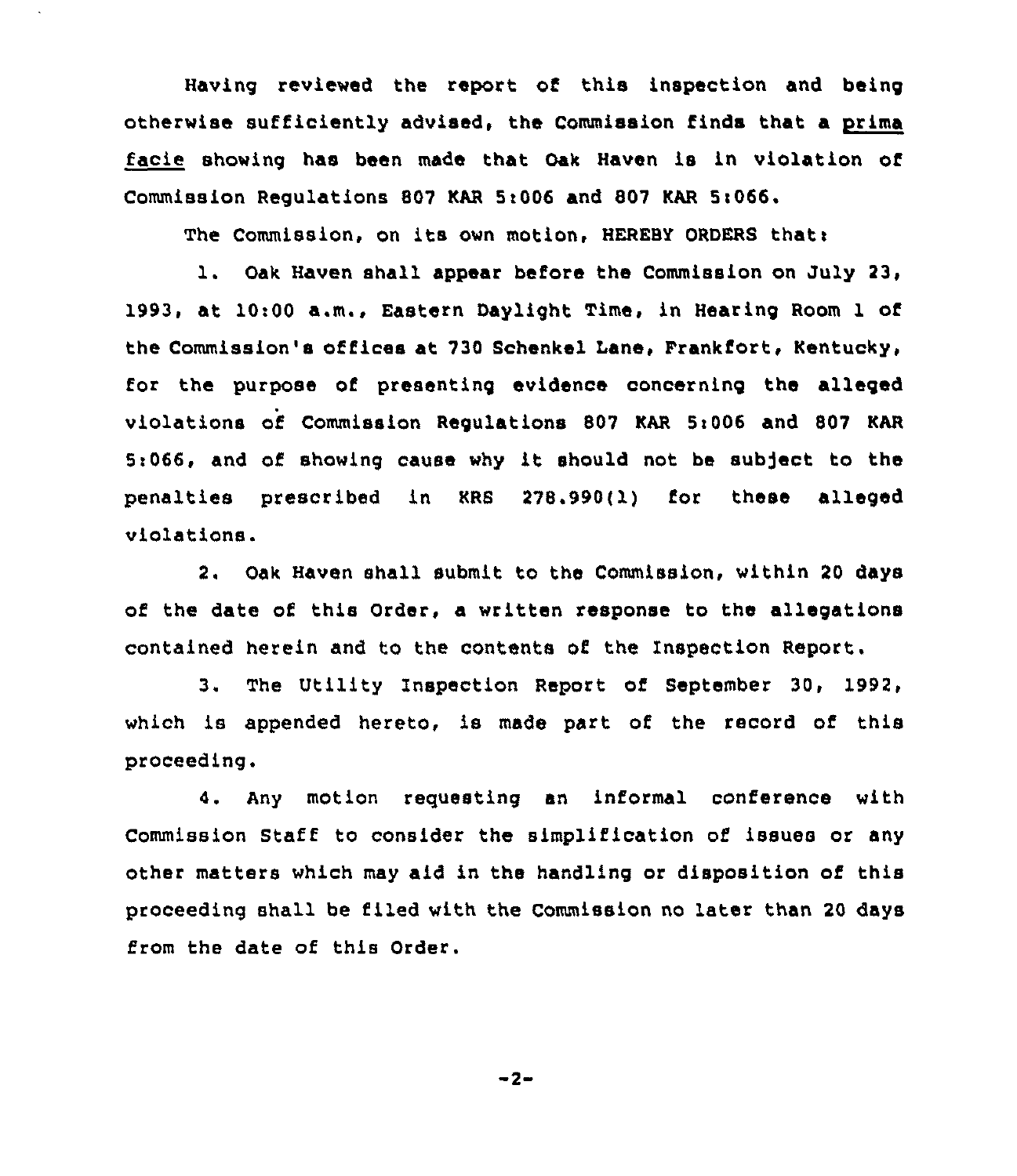Having reviewed the report of this inspection and being otherwise sufficiently advised, the Commission finds that a prima facie showing has been made that Oak Haven is in violation of Commission Regulations 807 KAR 5:006 and 807 KAR 5:066.

The Commission, on its own motion, HEREBY ORDERS that:

1. Oak Haven shall appear before the Commission on July 23, 1993, at 10:00 a.m., Eastern Daylight Time, in Hearing Room 1 of the Commission's offices at 730 Schenkel Lane, Frankfort, Kentucky, for the purpose of presenting evidence concerning the alleged violations of Commission Regulations 807 KAR 5:006 and 807 KAR 5:066, and of showing cause why it should not be subject to the penalties prescribed in KRS 278.990(1) for these alleged violations.

2. Oak Haven shall submit to the Commission, within 20 days of the date of this Order, a written response to the allegations contained herein and to the contents of the Inspection Report.

3. The Utility Inspection Report of September 30, 1992, which is appended hereto, is made part of the record of this proceeding.

4. Any motion requesting an informal conference with Commission Staff to consider the simplification of issues or any other matters which may aid in the handling or disposition of this proceeding shall be filed with the Commission no later than 20 days from the date of this Order.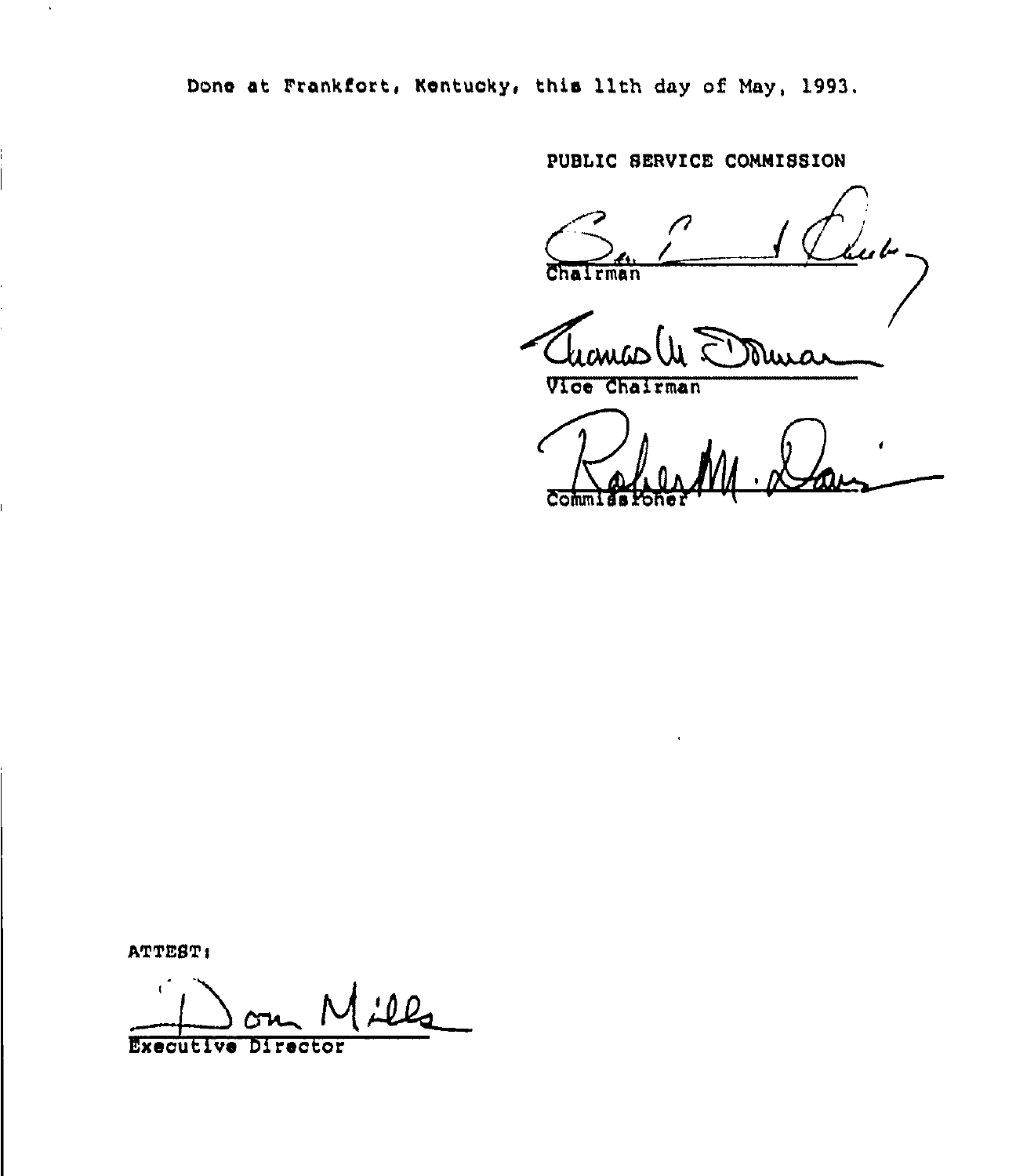Done at Frankfort, Kentucky, this 11th day of May, 1993.

PUBLIC SERVICE COMMISSION

Chairman

Vice Chairman

Commissioner

ATTEST:

Executive Director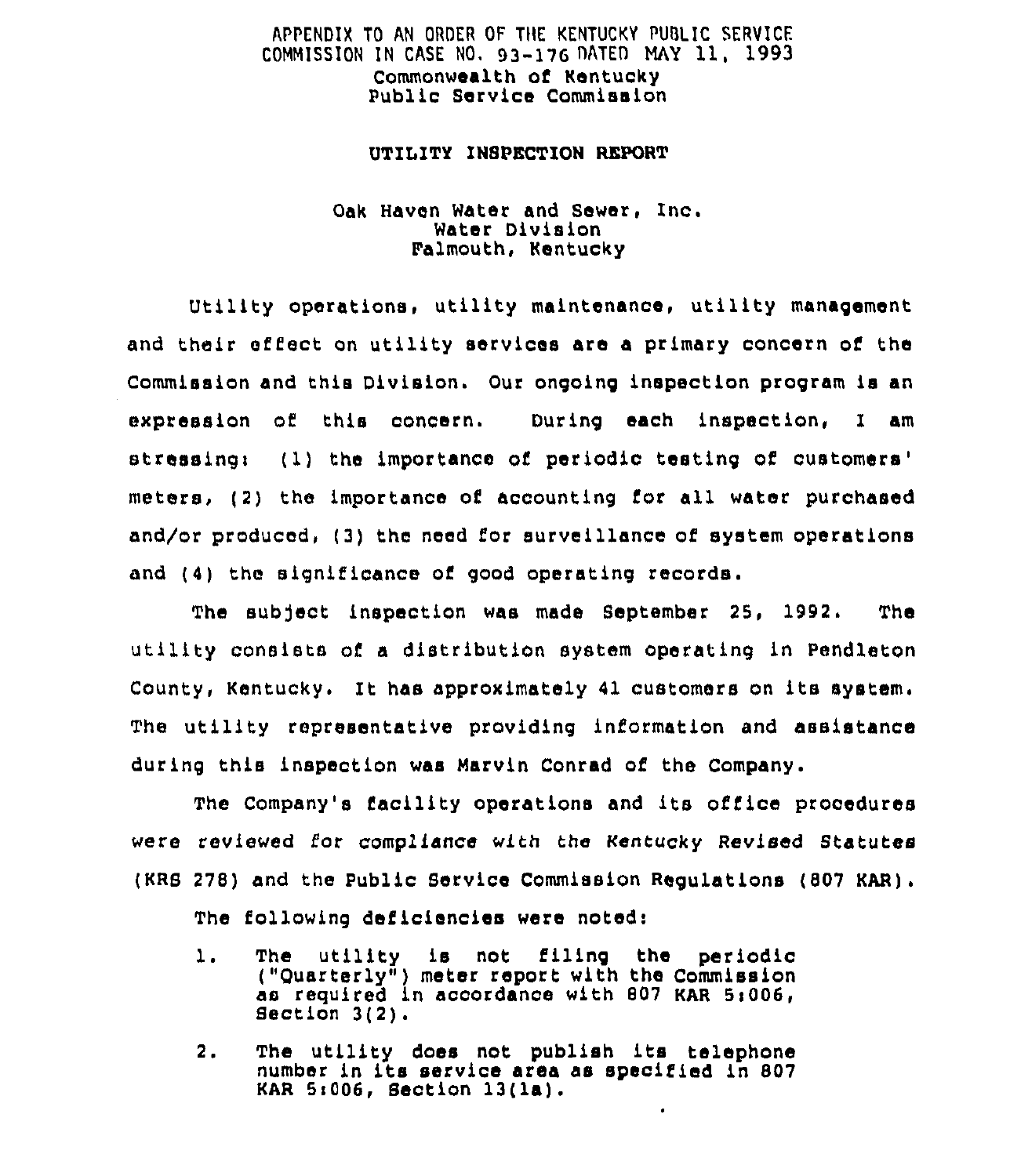APPENDIX TO AN ORDER OF THE KENTUCKY PUBLIC SERVICE COMMISSION IN CASE NO. 93-176 DATED MAY 11, 1993

Commonwealth of Kentucky
Public Service Commission

**UTILITY INSPECTION REPORT**

Oak Haven Water and Sewer, Inc.
Water Division
Falmouth, Kentucky

Utility operations, utility maintenance, utility management and their effect on utility services are a primary concern of the Commission and this Division. Our ongoing inspection program is an expression of this concern. During each inspection, I am stressing: (1) the importance of periodic testing of customers' meters, (2) the importance of accounting for all water purchased and/or produced, (3) the need for surveillance of system operations and (4) the significance of good operating records.

The subject inspection was made September 25, 1992. The utility consists of a distribution system operating in Pendleton County, Kentucky. It has approximately 41 customers on its system. The utility representative providing information and assistance during this inspection was Marvin Conrad of the Company.

The Company's facility operations and its office procedures were reviewed for compliance with the Kentucky Revised Statutes (KRS 278) and the Public Service Commission Regulations (807 KAR).

The following deficiencies were noted:

1. The utility is not filing the periodic ("Quarterly") meter report with the Commission as required in accordance with 807 KAR 5:006, Section 3(2).

2. The utility does not publish its telephone number in its service area as specified in 807 KAR 5:006, Section 13(1a).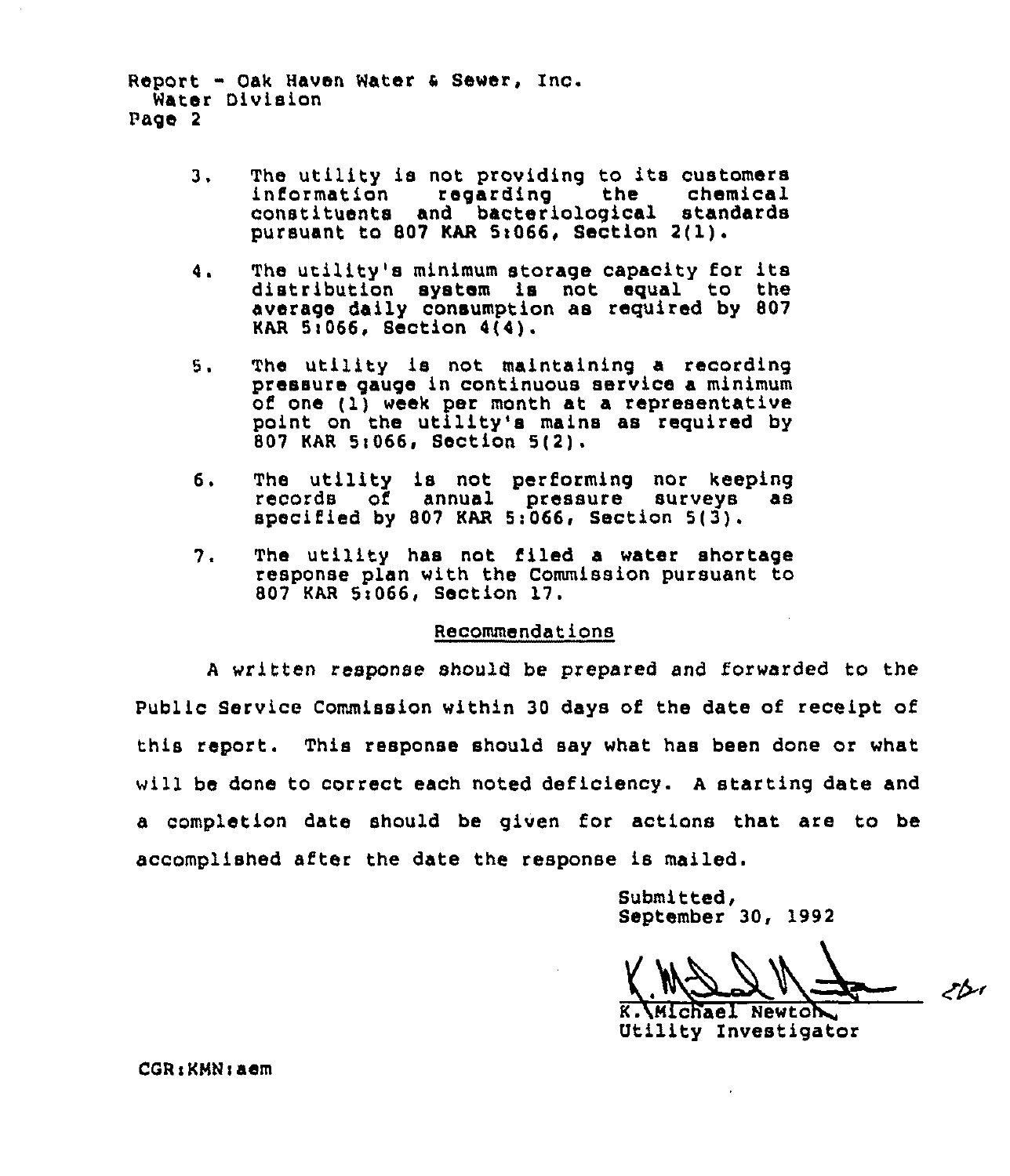3. The utility is not providing to its customers information regarding the chemical constituents and bacteriological standards pursuant to 807 KAR 5:066, Section 2(1).

4. The utility's minimum storage capacity for its distribution system is not equal to the average daily consumption as required by 807 KAR 5:066, Section 4(4).

5. The utility is not maintaining a recording pressure gauge in continuous service a minimum of one (1) week per month at a representative point on the utility's mains as required by 807 KAR 5:066, Section 5(2).

6. The utility is not performing nor keeping records of annual pressure surveys as specified by 807 KAR 5:066, Section 5(3).

7. The utility has not filed a water shortage response plan with the Commission pursuant to 807 KAR 5:066, Section 17.

## Recommendations

A written response should be prepared and forwarded to the Public Service Commission within 30 days of the date of receipt of this report. This response should say what has been done or what will be done to correct each noted deficiency. A starting date and a completion date should be given for actions that are to be accomplished after the date the response is mailed.

Submitted,
September 30, 1992

K. Michael Newton
Utility Investigator

CGR:KMN:aem